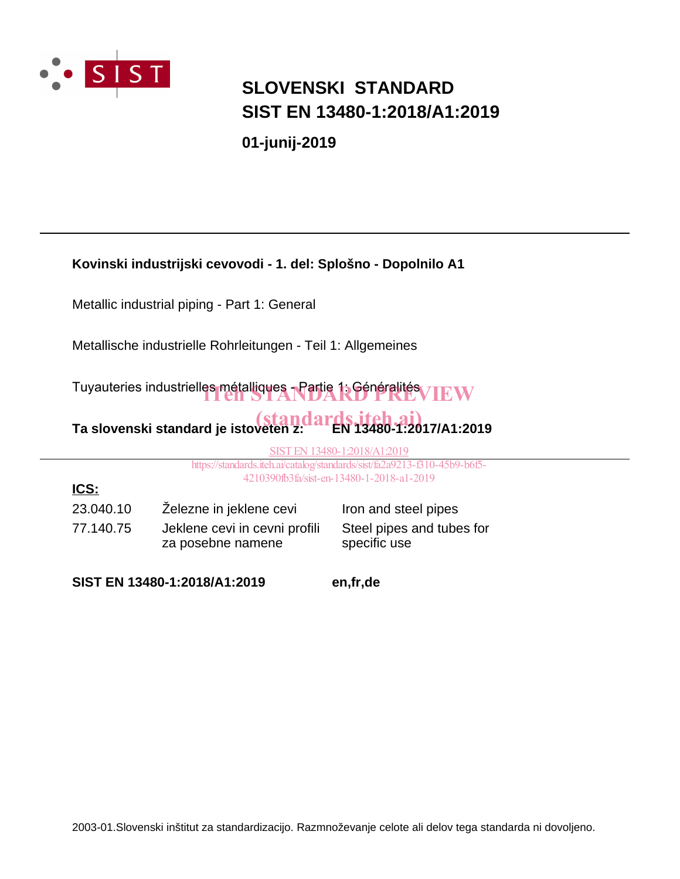# SLOVENSKI STANDARD
# SIST EN 13480-1:2018/A1:2019

**01-junij-2019**

---

**Kovinski industrijski cevovodi - 1. del: Splošno - Dopolnilo A1**

Metallic industrial piping - Part 1: General

Metallische industrielle Rohrleitungen - Teil 1: Allgemeines

Tuyauteries industrielles métalliques - Partie 1: Généralités

iTeh STANDARD PREVIEW
(standards.iteh.ai)

**Ta slovenski standard je istoveten z: EN 13480-1:2017/A1:2019**

SIST EN 13480-1:2018/A1:2019
https://standards.iteh.ai/catalog/standards/sist/fa2a9213-f310-45b9-b6f5-4210390fb3fa/sist-en-13480-1-2018-a1-2019

---

**ICS:**

| | | |
|---|---|---|
| 23.040.10 | Železne in jeklene cevi | Iron and steel pipes |
| 77.140.75 | Jeklene cevi in cevni profili za posebne namene | Steel pipes and tubes for specific use |

**SIST EN 13480-1:2018/A1:2019** **en,fr,de**

2003-01.Slovenski inštitut za standardizacijo. Razmnoževanje celote ali delov tega standarda ni dovoljeno.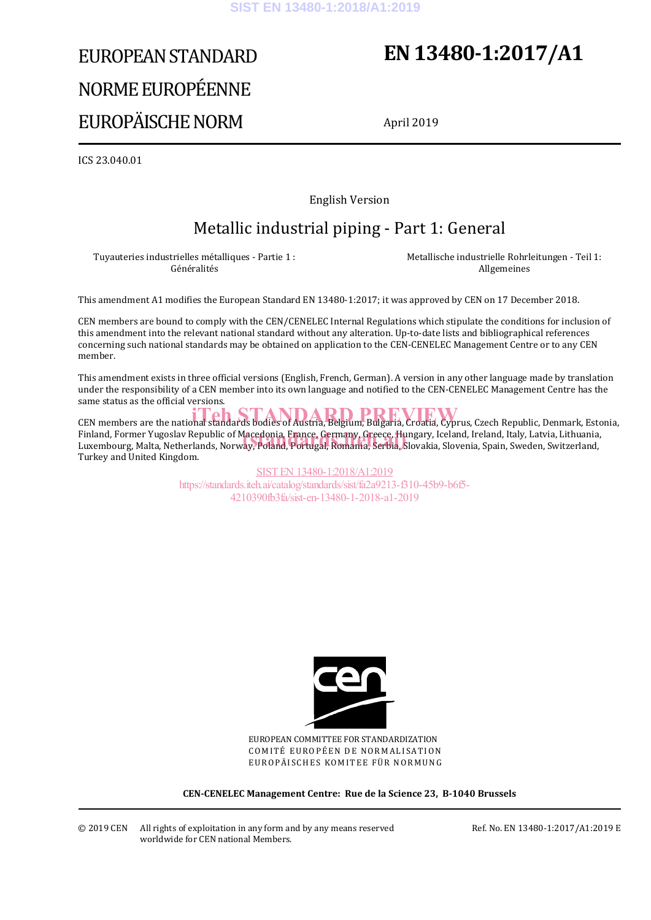# EUROPEAN STANDARD
# NORME EUROPÉENNE
# EUROPÄISCHE NORM

# EN 13480-1:2017/A1

April 2019

ICS 23.040.01

English Version

## Metallic industrial piping - Part 1: General

Tuyauteries industrielles métalliques - Partie 1 : Généralités

Metallische industrielle Rohrleitungen - Teil 1: Allgemeines

This amendment A1 modifies the European Standard EN 13480-1:2017; it was approved by CEN on 17 December 2018.

CEN members are bound to comply with the CEN/CENELEC Internal Regulations which stipulate the conditions for inclusion of this amendment into the relevant national standard without any alteration. Up-to-date lists and bibliographical references concerning such national standards may be obtained on application to the CEN-CENELEC Management Centre or to any CEN member.

This amendment exists in three official versions (English, French, German). A version in any other language made by translation under the responsibility of a CEN member into its own language and notified to the CEN-CENELEC Management Centre has the same status as the official versions.

CEN members are the national standards bodies of Austria, Belgium, Bulgaria, Croatia, Cyprus, Czech Republic, Denmark, Estonia, Finland, Former Yugoslav Republic of Macedonia, France, Germany, Greece, Hungary, Iceland, Ireland, Italy, Latvia, Lithuania, Luxembourg, Malta, Netherlands, Norway, Poland, Portugal, Romania, Serbia, Slovakia, Slovenia, Spain, Sweden, Switzerland, Turkey and United Kingdom.

EUROPEAN COMMITTEE FOR STANDARDIZATION
COMITÉ EUROPÉEN DE NORMALISATION
EUROPÄISCHES KOMITEE FÜR NORMUNG

**CEN-CENELEC Management Centre: Rue de la Science 23, B-1040 Brussels**

© 2019 CEN All rights of exploitation in any form and by any means reserved worldwide for CEN national Members.

Ref. No. EN 13480-1:2017/A1:2019 E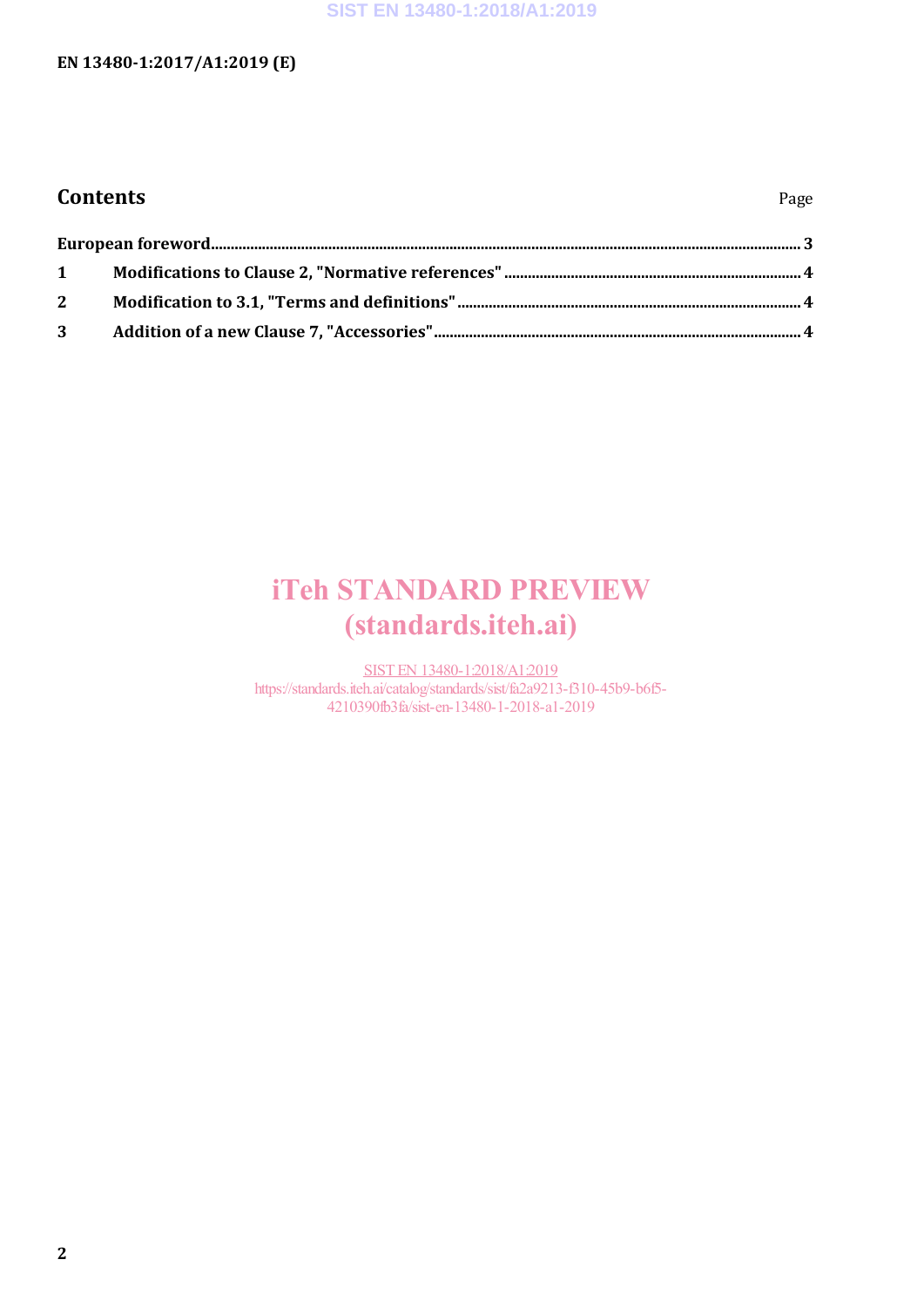## Contents

Page

| | | |
|---|---|---|
| European foreword | | 3 |
| 1 | Modifications to Clause 2, "Normative references" | 4 |
| 2 | Modification to 3.1, "Terms and definitions" | 4 |
| 3 | Addition of a new Clause 7, "Accessories" | 4 |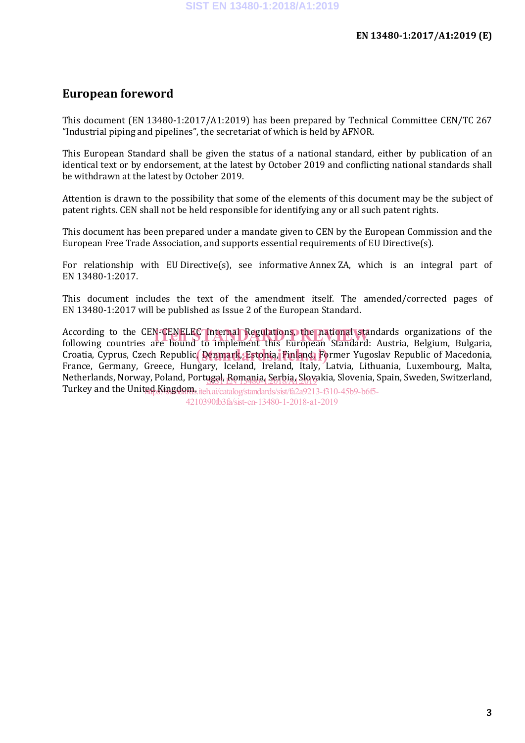## European foreword

This document (EN 13480-1:2017/A1:2019) has been prepared by Technical Committee CEN/TC 267 “Industrial piping and pipelines”, the secretariat of which is held by AFNOR.

This European Standard shall be given the status of a national standard, either by publication of an identical text or by endorsement, at the latest by October 2019 and conflicting national standards shall be withdrawn at the latest by October 2019.

Attention is drawn to the possibility that some of the elements of this document may be the subject of patent rights. CEN shall not be held responsible for identifying any or all such patent rights.

This document has been prepared under a mandate given to CEN by the European Commission and the European Free Trade Association, and supports essential requirements of EU Directive(s).

For relationship with EU Directive(s), see informative Annex ZA, which is an integral part of EN 13480-1:2017.

This document includes the text of the amendment itself. The amended/corrected pages of EN 13480-1:2017 will be published as Issue 2 of the European Standard.

According to the CEN-CENELEC Internal Regulations, the national standards organizations of the following countries are bound to implement this European Standard: Austria, Belgium, Bulgaria, Croatia, Cyprus, Czech Republic, Denmark, Estonia, Finland, Former Yugoslav Republic of Macedonia, France, Germany, Greece, Hungary, Iceland, Ireland, Italy, Latvia, Lithuania, Luxembourg, Malta, Netherlands, Norway, Poland, Portugal, Romania, Serbia, Slovakia, Slovenia, Spain, Sweden, Switzerland, Turkey and the United Kingdom.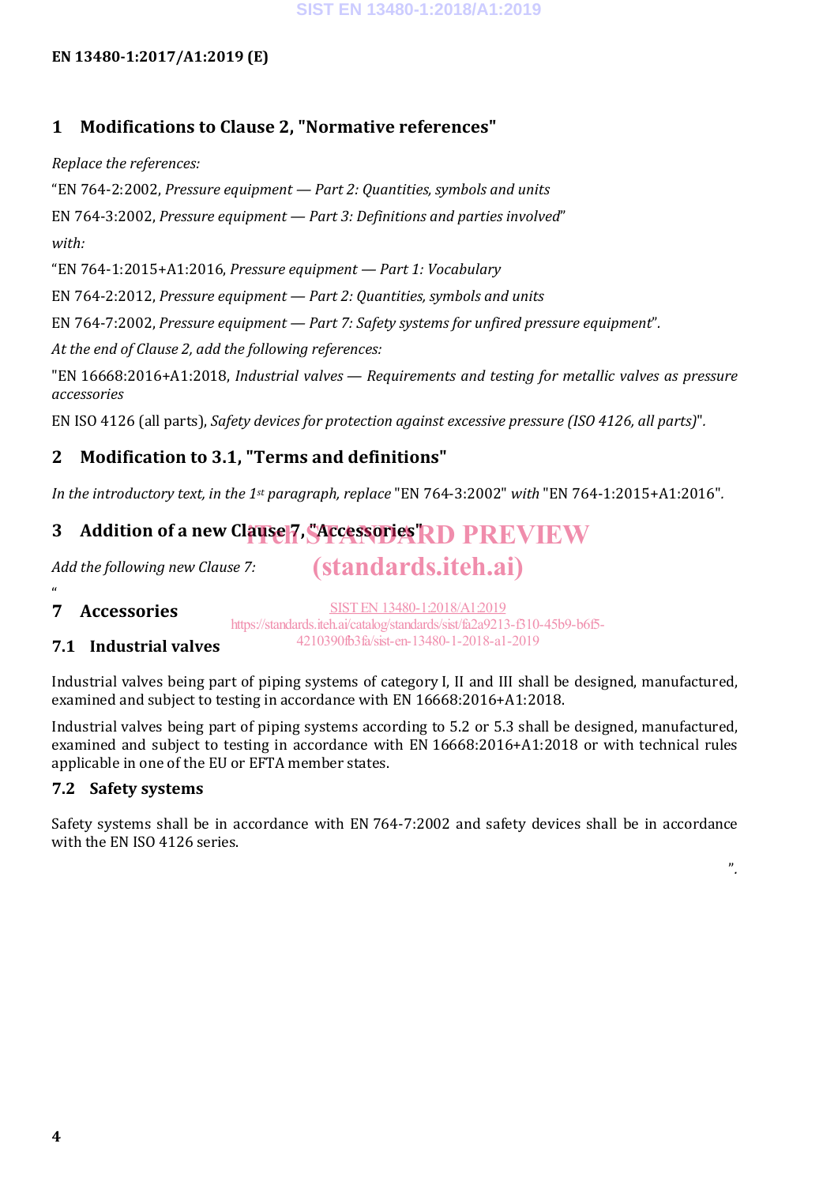## 1 Modifications to Clause 2, "Normative references"

*Replace the references:*

"EN 764-2:2002, *Pressure equipment — Part 2: Quantities, symbols and units*

EN 764-3:2002, *Pressure equipment — Part 3: Definitions and parties involved*"

*with:*

"EN 764-1:2015+A1:2016, *Pressure equipment — Part 1: Vocabulary*

EN 764-2:2012, *Pressure equipment — Part 2: Quantities, symbols and units*

EN 764-7:2002, *Pressure equipment — Part 7: Safety systems for unfired pressure equipment*".

*At the end of Clause 2, add the following references:*

"EN 16668:2016+A1:2018, *Industrial valves — Requirements and testing for metallic valves as pressure accessories*

EN ISO 4126 (all parts), *Safety devices for protection against excessive pressure (ISO 4126, all parts)*".

## 2 Modification to 3.1, "Terms and definitions"

*In the introductory text, in the 1st paragraph, replace* "EN 764-3:2002" *with* "EN 764-1:2015+A1:2016".

## 3 Addition of a new Clause 7, "Accessories"

*Add the following new Clause 7:*

"

## 7 Accessories

### 7.1 Industrial valves

Industrial valves being part of piping systems of category I, II and III shall be designed, manufactured, examined and subject to testing in accordance with EN 16668:2016+A1:2018.

Industrial valves being part of piping systems according to 5.2 or 5.3 shall be designed, manufactured, examined and subject to testing in accordance with EN 16668:2016+A1:2018 or with technical rules applicable in one of the EU or EFTA member states.

### 7.2 Safety systems

Safety systems shall be in accordance with EN 764-7:2002 and safety devices shall be in accordance with the EN ISO 4126 series.

".